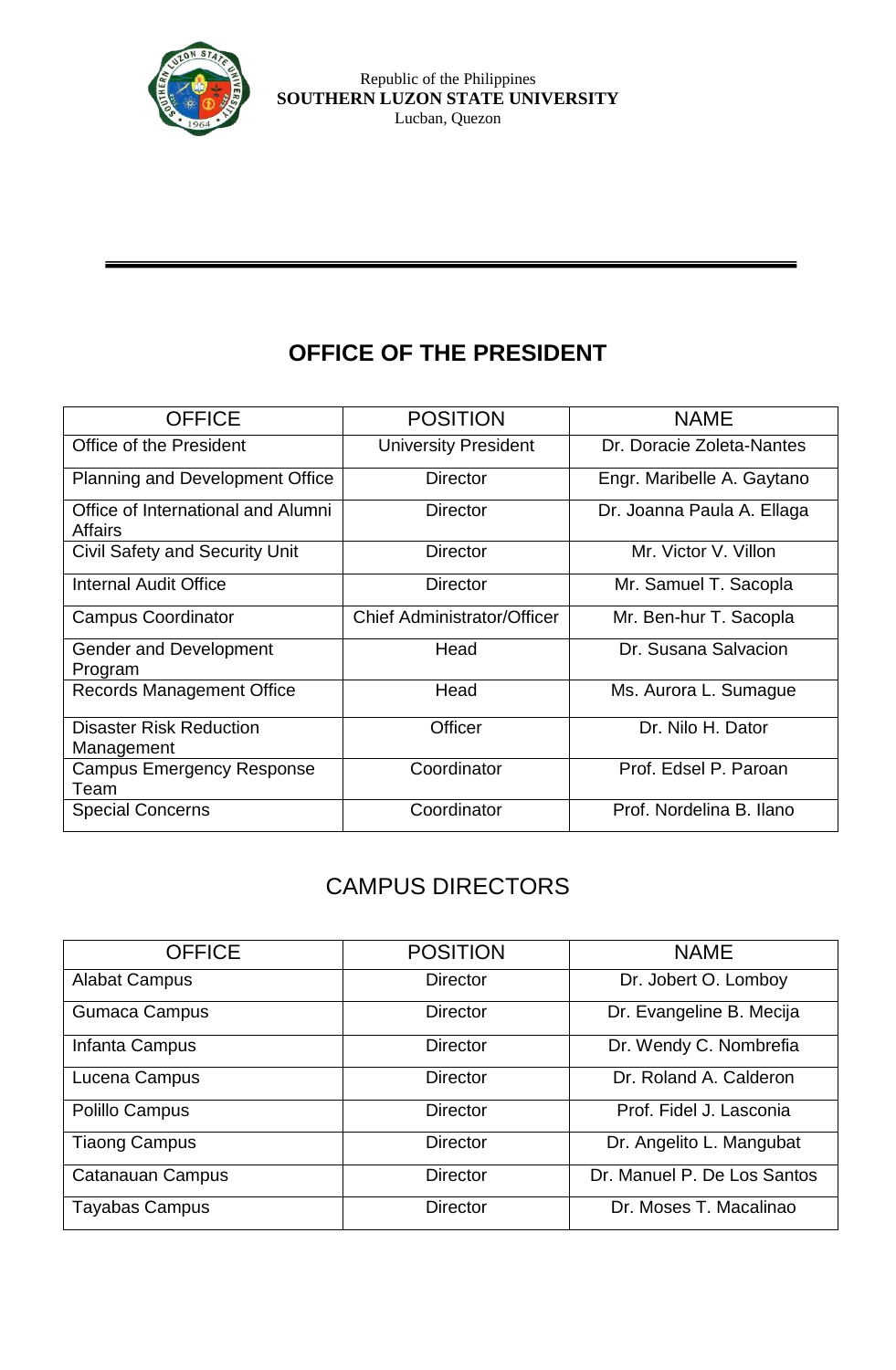Republic of the Philippines
**SOUTHERN LUZON STATE UNIVERSITY**
Lucban, Quezon

---

## OFFICE OF THE PRESIDENT

| OFFICE | POSITION | NAME |
|---|---|---|
| Office of the President | University President | Dr. Doracie Zoleta-Nantes |
| Planning and Development Office | Director | Engr. Maribelle A. Gaytano |
| Office of International and Alumni Affairs | Director | Dr. Joanna Paula A. Ellaga |
| Civil Safety and Security Unit | Director | Mr. Victor V. Villon |
| Internal Audit Office | Director | Mr. Samuel T. Sacopla |
| Campus Coordinator | Chief Administrator/Officer | Mr. Ben-hur T. Sacopla |
| Gender and Development Program | Head | Dr. Susana Salvacion |
| Records Management Office | Head | Ms. Aurora L. Sumague |
| Disaster Risk Reduction Management | Officer | Dr. Nilo H. Dator |
| Campus Emergency Response Team | Coordinator | Prof. Edsel P. Paroan |
| Special Concerns | Coordinator | Prof. Nordelina B. Ilano |

## CAMPUS DIRECTORS

| OFFICE | POSITION | NAME |
|---|---|---|
| Alabat Campus | Director | Dr. Jobert O. Lomboy |
| Gumaca Campus | Director | Dr. Evangeline B. Mecija |
| Infanta Campus | Director | Dr. Wendy C. Nombrefia |
| Lucena Campus | Director | Dr. Roland A. Calderon |
| Polillo Campus | Director | Prof. Fidel J. Lasconia |
| Tiaong Campus | Director | Dr. Angelito L. Mangubat |
| Catanauan Campus | Director | Dr. Manuel P. De Los Santos |
| Tayabas Campus | Director | Dr. Moses T. Macalinao |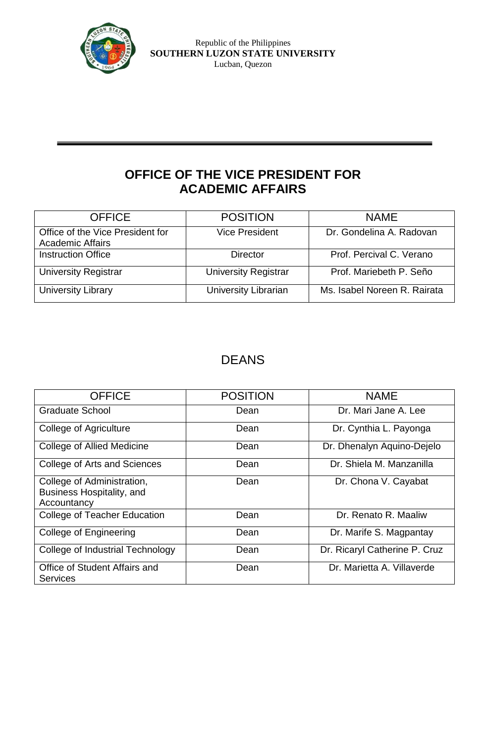Republic of the Philippines
**SOUTHERN LUZON STATE UNIVERSITY**
Lucban, Quezon

## OFFICE OF THE VICE PRESIDENT FOR ACADEMIC AFFAIRS

| OFFICE | POSITION | NAME |
|---|---|---|
| Office of the Vice President for Academic Affairs | Vice President | Dr. Gondelina A. Radovan |
| Instruction Office | Director | Prof. Percival C. Verano |
| University Registrar | University Registrar | Prof. Mariebeth P. Seño |
| University Library | University Librarian | Ms. Isabel Noreen R. Rairata |

## DEANS

| OFFICE | POSITION | NAME |
|---|---|---|
| Graduate School | Dean | Dr. Mari Jane A. Lee |
| College of Agriculture | Dean | Dr. Cynthia L. Payonga |
| College of Allied Medicine | Dean | Dr. Dhenalyn Aquino-Dejelo |
| College of Arts and Sciences | Dean | Dr. Shiela M. Manzanilla |
| College of Administration, Business Hospitality, and Accountancy | Dean | Dr. Chona V. Cayabat |
| College of Teacher Education | Dean | Dr. Renato R. Maaliw |
| College of Engineering | Dean | Dr. Marife S. Magpantay |
| College of Industrial Technology | Dean | Dr. Ricaryl Catherine P. Cruz |
| Office of Student Affairs and Services | Dean | Dr. Marietta A. Villaverde |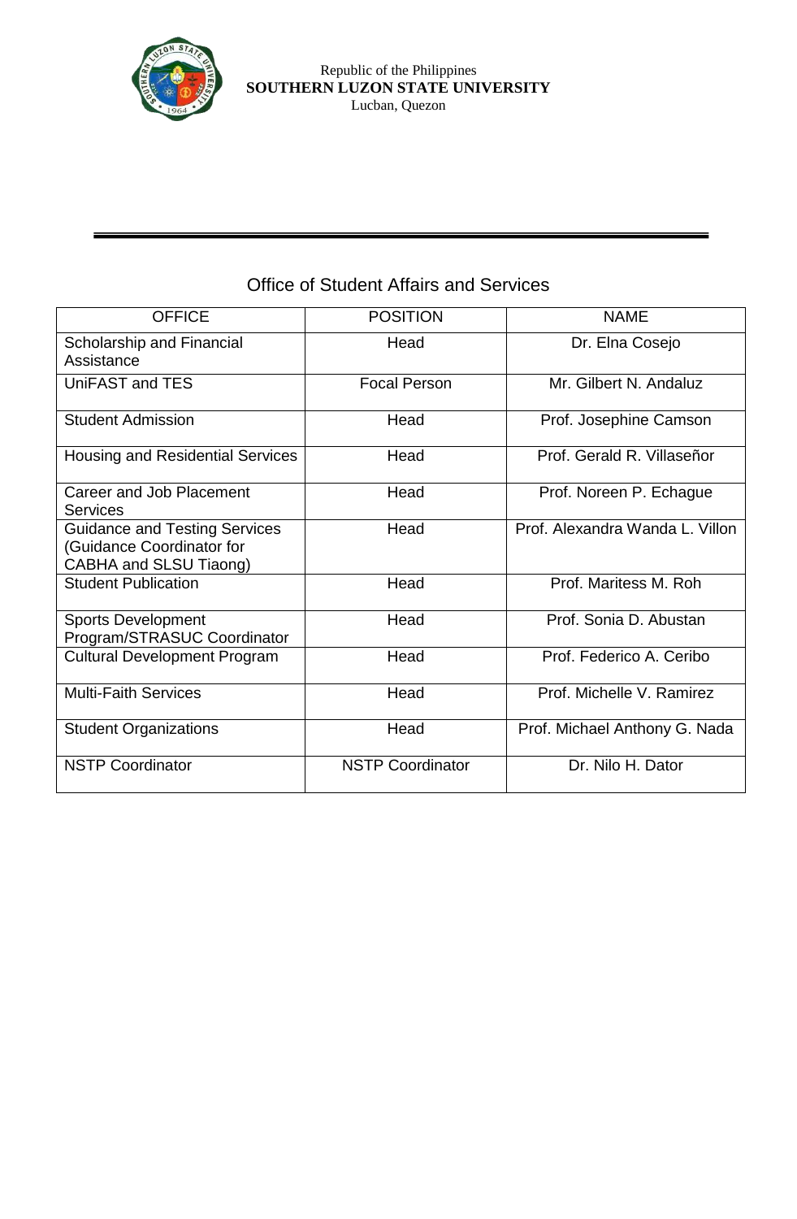Republic of the Philippines
**SOUTHERN LUZON STATE UNIVERSITY**
Lucban, Quezon

## Office of Student Affairs and Services

| OFFICE | POSITION | NAME |
| --- | --- | --- |
| Scholarship and Financial Assistance | Head | Dr. Elna Cosejo |
| UniFAST and TES | Focal Person | Mr. Gilbert N. Andaluz |
| Student Admission | Head | Prof. Josephine Camson |
| Housing and Residential Services | Head | Prof. Gerald R. Villaseñor |
| Career and Job Placement Services | Head | Prof. Noreen P. Echague |
| Guidance and Testing Services (Guidance Coordinator for CABHA and SLSU Tiaong) | Head | Prof. Alexandra Wanda L. Villon |
| Student Publication | Head | Prof. Maritess M. Roh |
| Sports Development Program/STRASUC Coordinator | Head | Prof. Sonia D. Abustan |
| Cultural Development Program | Head | Prof. Federico A. Ceribo |
| Multi-Faith Services | Head | Prof. Michelle V. Ramirez |
| Student Organizations | Head | Prof. Michael Anthony G. Nada |
| NSTP Coordinator | NSTP Coordinator | Dr. Nilo H. Dator |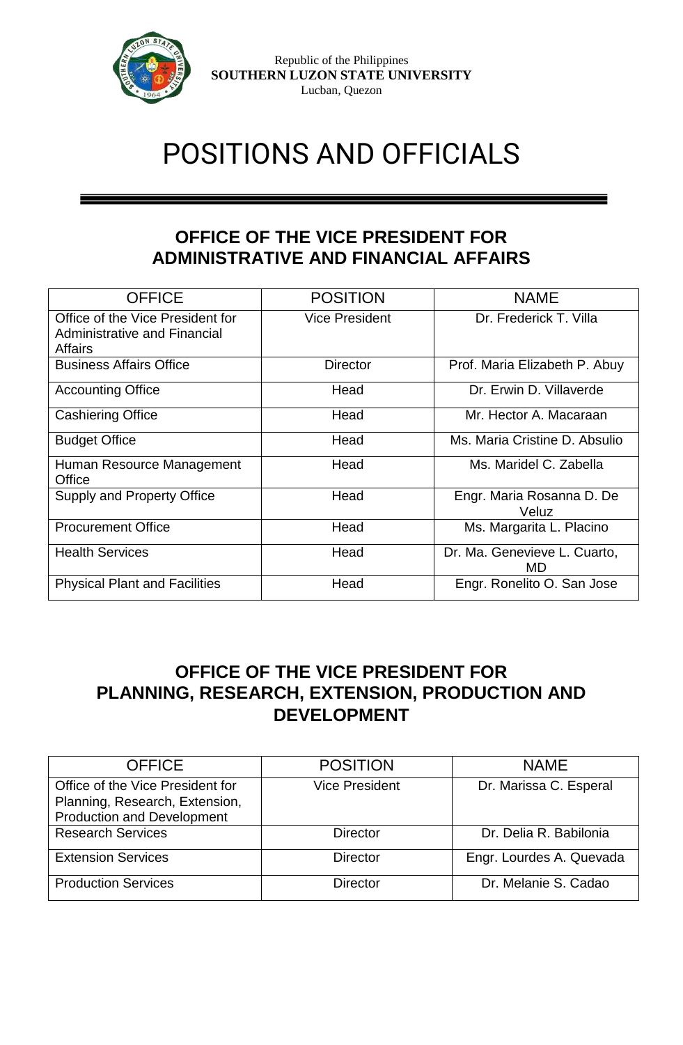Republic of the Philippines
**SOUTHERN LUZON STATE UNIVERSITY**
Lucban, Quezon

# POSITIONS AND OFFICIALS

## OFFICE OF THE VICE PRESIDENT FOR ADMINISTRATIVE AND FINANCIAL AFFAIRS

| OFFICE | POSITION | NAME |
|---|---|---|
| Office of the Vice President for Administrative and Financial Affairs | Vice President | Dr. Frederick T. Villa |
| Business Affairs Office | Director | Prof. Maria Elizabeth P. Abuy |
| Accounting Office | Head | Dr. Erwin D. Villaverde |
| Cashiering Office | Head | Mr. Hector A. Macaraan |
| Budget Office | Head | Ms. Maria Cristine D. Absulio |
| Human Resource Management Office | Head | Ms. Maridel C. Zabella |
| Supply and Property Office | Head | Engr. Maria Rosanna D. De Veluz |
| Procurement Office | Head | Ms. Margarita L. Placino |
| Health Services | Head | Dr. Ma. Genevieve L. Cuarto, MD |
| Physical Plant and Facilities | Head | Engr. Ronelito O. San Jose |

## OFFICE OF THE VICE PRESIDENT FOR PLANNING, RESEARCH, EXTENSION, PRODUCTION AND DEVELOPMENT

| OFFICE | POSITION | NAME |
|---|---|---|
| Office of the Vice President for Planning, Research, Extension, Production and Development | Vice President | Dr. Marissa C. Esperal |
| Research Services | Director | Dr. Delia R. Babilonia |
| Extension Services | Director | Engr. Lourdes A. Quevada |
| Production Services | Director | Dr. Melanie S. Cadao |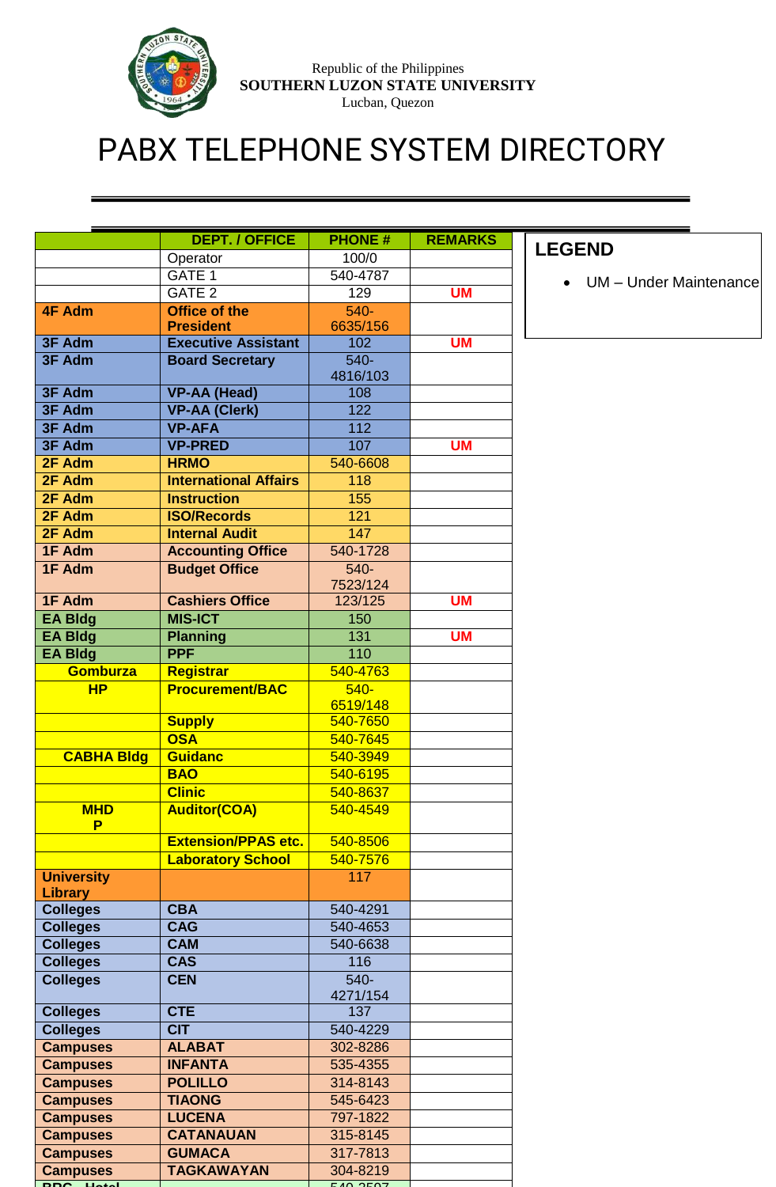Republic of the Philippines
**SOUTHERN LUZON STATE UNIVERSITY**
Lucban, Quezon

# PABX TELEPHONE SYSTEM DIRECTORY

| | DEPT. / OFFICE | PHONE # | REMARKS |
|---|---|---|---|
| | Operator | 100/0 | |
| | GATE 1 | 540-4787 | |
| | GATE 2 | 129 | UM |
| 4F Adm | Office of the President | 540-6635/156 | |
| 3F Adm | Executive Assistant | 102 | UM |
| 3F Adm | Board Secretary | 540-4816/103 | |
| 3F Adm | VP-AA (Head) | 108 | |
| 3F Adm | VP-AA (Clerk) | 122 | |
| 3F Adm | VP-AFA | 112 | |
| 3F Adm | VP-PRED | 107 | UM |
| 2F Adm | HRMO | 540-6608 | |
| 2F Adm | International Affairs | 118 | |
| 2F Adm | Instruction | 155 | |
| 2F Adm | ISO/Records | 121 | |
| 2F Adm | Internal Audit | 147 | |
| 1F Adm | Accounting Office | 540-1728 | |
| 1F Adm | Budget Office | 540-7523/124 | |
| 1F Adm | Cashiers Office | 123/125 | UM |
| EA Bldg | MIS-ICT | 150 | |
| EA Bldg | Planning | 131 | UM |
| EA Bldg | PPF | 110 | |
| Gomburza | Registrar | 540-4763 | |
| HP | Procurement/BAC | 540-6519/148 | |
| | Supply | 540-7650 | |
| | OSA | 540-7645 | |
| CABHA Bldg | Guidanc | 540-3949 | |
| | BAO | 540-6195 | |
| | Clinic | 540-8637 | |
| MHD P | Auditor(COA) | 540-4549 | |
| | Extension/PPAS etc. | 540-8506 | |
| | Laboratory School | 540-7576 | |
| University Library | | 117 | |
| Colleges | CBA | 540-4291 | |
| Colleges | CAG | 540-4653 | |
| Colleges | CAM | 540-6638 | |
| Colleges | CAS | 116 | |
| Colleges | CEN | 540-4271/154 | |
| Colleges | CTE | 137 | |
| Colleges | CIT | 540-4229 | |
| Campuses | ALABAT | 302-8286 | |
| Campuses | INFANTA | 535-4355 | |
| Campuses | POLILLO | 314-8143 | |
| Campuses | TIAONG | 545-6423 | |
| Campuses | LUCENA | 797-1822 | |
| Campuses | CATANAUAN | 315-8145 | |
| Campuses | GUMACA | 317-7813 | |
| Campuses | TAGKAWAYAN | 304-8219 | |
| RRC – Hotel | | 540-2597 | |

## LEGEND

- UM – Under Maintenance